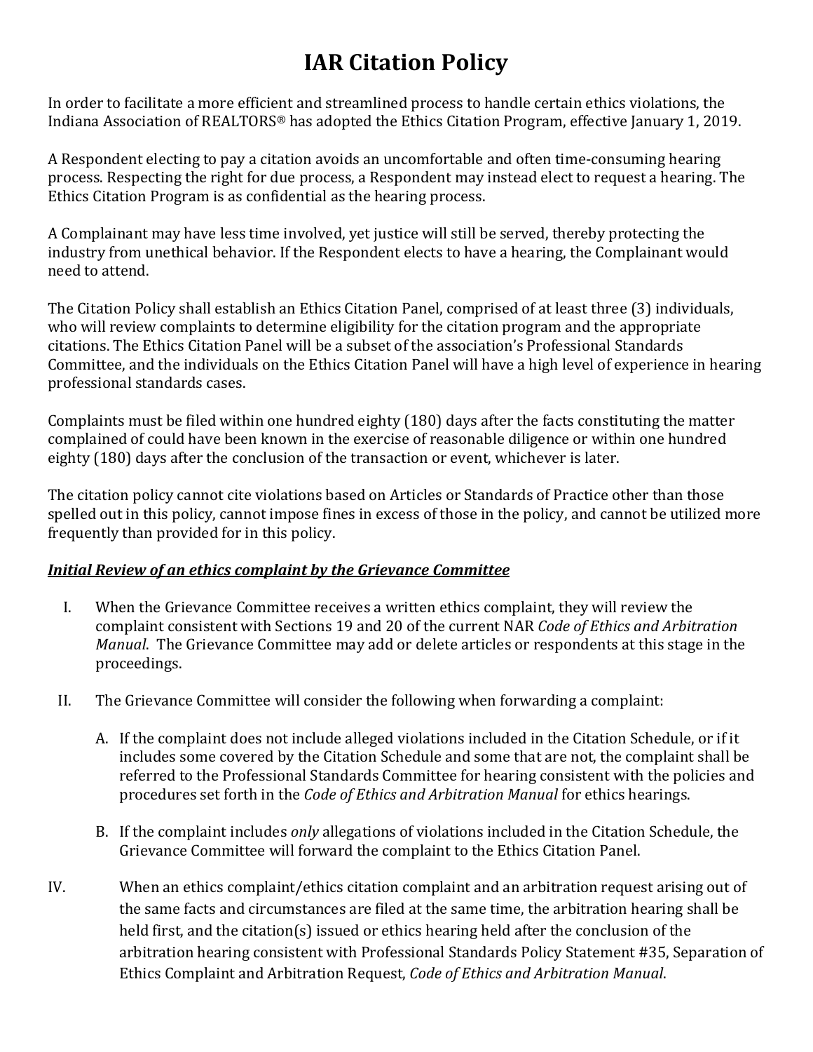# IAR Citation Policy

In order to facilitate a more efficient and streamlined process to handle certain ethics violations, the Indiana Association of REALTORS® has adopted the Ethics Citation Program, effective January 1, 2019.

A Respondent electing to pay a citation avoids an uncomfortable and often time-consuming hearing process. Respecting the right for due process, a Respondent may instead elect to request a hearing. The Ethics Citation Program is as confidential as the hearing process.

A Complainant may have less time involved, yet justice will still be served, thereby protecting the industry from unethical behavior. If the Respondent elects to have a hearing, the Complainant would need to attend.

The Citation Policy shall establish an Ethics Citation Panel, comprised of at least three (3) individuals, who will review complaints to determine eligibility for the citation program and the appropriate citations. The Ethics Citation Panel will be a subset of the association's Professional Standards Committee, and the individuals on the Ethics Citation Panel will have a high level of experience in hearing professional standards cases.

Complaints must be filed within one hundred eighty (180) days after the facts constituting the matter complained of could have been known in the exercise of reasonable diligence or within one hundred eighty (180) days after the conclusion of the transaction or event, whichever is later.

The citation policy cannot cite violations based on Articles or Standards of Practice other than those spelled out in this policy, cannot impose fines in excess of those in the policy, and cannot be utilized more frequently than provided for in this policy.

***Initial Review of an ethics complaint by the Grievance Committee***

I. When the Grievance Committee receives a written ethics complaint, they will review the complaint consistent with Sections 19 and 20 of the current NAR *Code of Ethics and Arbitration Manual*. The Grievance Committee may add or delete articles or respondents at this stage in the proceedings.

II. The Grievance Committee will consider the following when forwarding a complaint:

   A. If the complaint does not include alleged violations included in the Citation Schedule, or if it includes some covered by the Citation Schedule and some that are not, the complaint shall be referred to the Professional Standards Committee for hearing consistent with the policies and procedures set forth in the *Code of Ethics and Arbitration Manual* for ethics hearings.

   B. If the complaint includes *only* allegations of violations included in the Citation Schedule, the Grievance Committee will forward the complaint to the Ethics Citation Panel.

IV. When an ethics complaint/ethics citation complaint and an arbitration request arising out of the same facts and circumstances are filed at the same time, the arbitration hearing shall be held first, and the citation(s) issued or ethics hearing held after the conclusion of the arbitration hearing consistent with Professional Standards Policy Statement #35, Separation of Ethics Complaint and Arbitration Request, *Code of Ethics and Arbitration Manual*.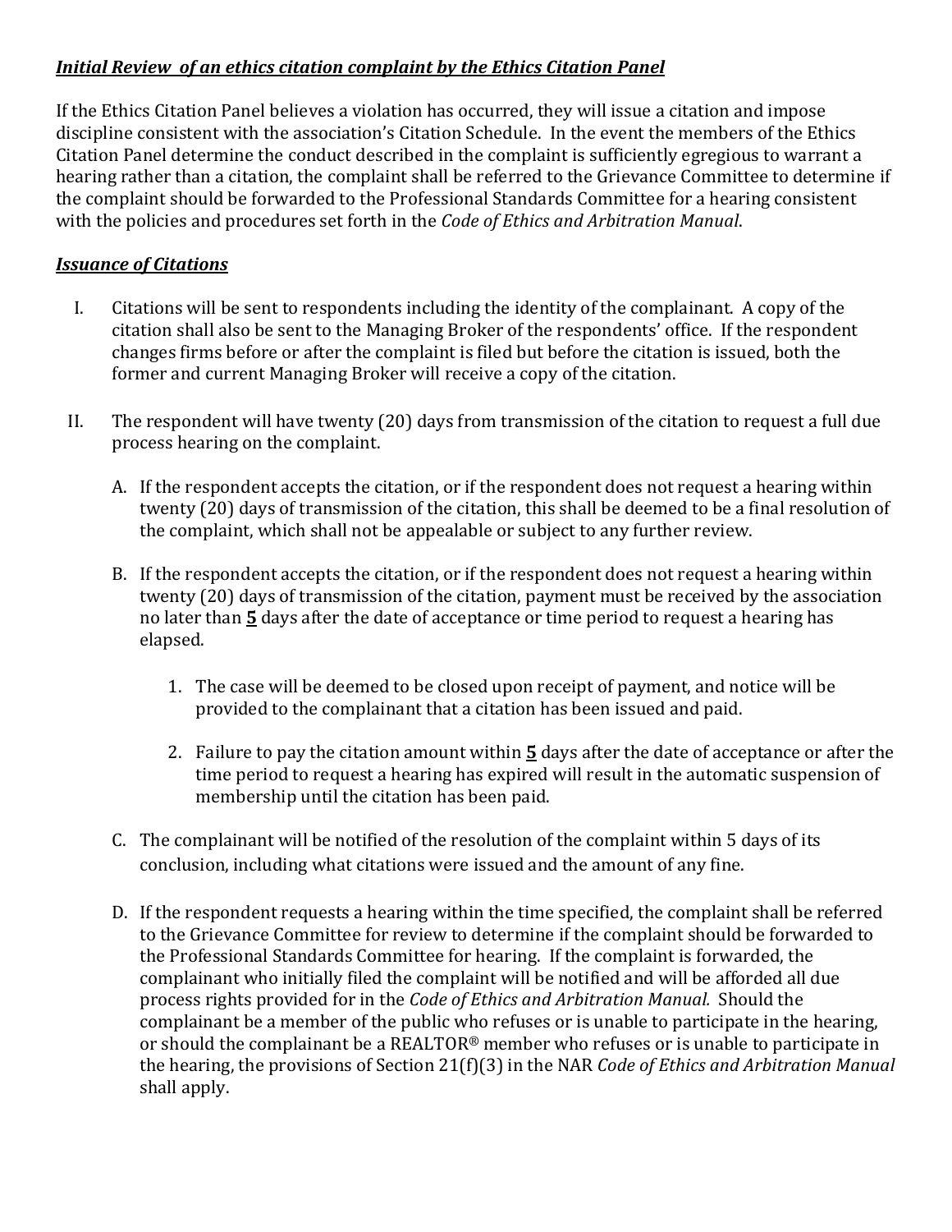***Initial Review of an ethics citation complaint by the Ethics Citation Panel***

If the Ethics Citation Panel believes a violation has occurred, they will issue a citation and impose discipline consistent with the association's Citation Schedule. In the event the members of the Ethics Citation Panel determine the conduct described in the complaint is sufficiently egregious to warrant a hearing rather than a citation, the complaint shall be referred to the Grievance Committee to determine if the complaint should be forwarded to the Professional Standards Committee for a hearing consistent with the policies and procedures set forth in the *Code of Ethics and Arbitration Manual*.

***Issuance of Citations***

I. Citations will be sent to respondents including the identity of the complainant. A copy of the citation shall also be sent to the Managing Broker of the respondents' office. If the respondent changes firms before or after the complaint is filed but before the citation is issued, both the former and current Managing Broker will receive a copy of the citation.

II. The respondent will have twenty (20) days from transmission of the citation to request a full due process hearing on the complaint.

   A. If the respondent accepts the citation, or if the respondent does not request a hearing within twenty (20) days of transmission of the citation, this shall be deemed to be a final resolution of the complaint, which shall not be appealable or subject to any further review.

   B. If the respondent accepts the citation, or if the respondent does not request a hearing within twenty (20) days of transmission of the citation, payment must be received by the association no later than **5** days after the date of acceptance or time period to request a hearing has elapsed.

      1. The case will be deemed to be closed upon receipt of payment, and notice will be provided to the complainant that a citation has been issued and paid.

      2. Failure to pay the citation amount within **5** days after the date of acceptance or after the time period to request a hearing has expired will result in the automatic suspension of membership until the citation has been paid.

   C. The complainant will be notified of the resolution of the complaint within 5 days of its conclusion, including what citations were issued and the amount of any fine.

   D. If the respondent requests a hearing within the time specified, the complaint shall be referred to the Grievance Committee for review to determine if the complaint should be forwarded to the Professional Standards Committee for hearing. If the complaint is forwarded, the complainant who initially filed the complaint will be notified and will be afforded all due process rights provided for in the *Code of Ethics and Arbitration Manual.* Should the complainant be a member of the public who refuses or is unable to participate in the hearing, or should the complainant be a REALTOR® member who refuses or is unable to participate in the hearing, the provisions of Section 21(f)(3) in the NAR *Code of Ethics and Arbitration Manual* shall apply.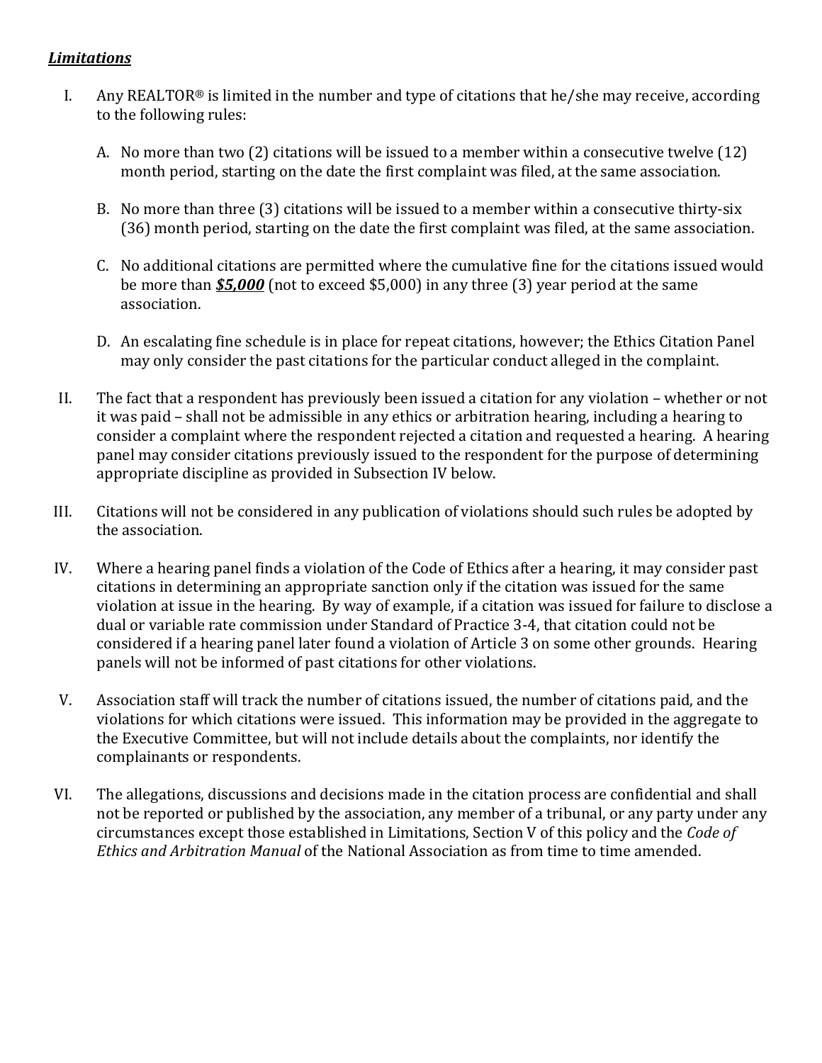***Limitations***

I. Any REALTOR® is limited in the number and type of citations that he/she may receive, according to the following rules:

   A. No more than two (2) citations will be issued to a member within a consecutive twelve (12) month period, starting on the date the first complaint was filed, at the same association.

   B. No more than three (3) citations will be issued to a member within a consecutive thirty-six (36) month period, starting on the date the first complaint was filed, at the same association.

   C. No additional citations are permitted where the cumulative fine for the citations issued would be more than ***$5,000*** (not to exceed $5,000) in any three (3) year period at the same association.

   D. An escalating fine schedule is in place for repeat citations, however; the Ethics Citation Panel may only consider the past citations for the particular conduct alleged in the complaint.

II. The fact that a respondent has previously been issued a citation for any violation – whether or not it was paid – shall not be admissible in any ethics or arbitration hearing, including a hearing to consider a complaint where the respondent rejected a citation and requested a hearing. A hearing panel may consider citations previously issued to the respondent for the purpose of determining appropriate discipline as provided in Subsection IV below.

III. Citations will not be considered in any publication of violations should such rules be adopted by the association.

IV. Where a hearing panel finds a violation of the Code of Ethics after a hearing, it may consider past citations in determining an appropriate sanction only if the citation was issued for the same violation at issue in the hearing. By way of example, if a citation was issued for failure to disclose a dual or variable rate commission under Standard of Practice 3-4, that citation could not be considered if a hearing panel later found a violation of Article 3 on some other grounds. Hearing panels will not be informed of past citations for other violations.

V. Association staff will track the number of citations issued, the number of citations paid, and the violations for which citations were issued. This information may be provided in the aggregate to the Executive Committee, but will not include details about the complaints, nor identify the complainants or respondents.

VI. The allegations, discussions and decisions made in the citation process are confidential and shall not be reported or published by the association, any member of a tribunal, or any party under any circumstances except those established in Limitations, Section V of this policy and the *Code of Ethics and Arbitration Manual* of the National Association as from time to time amended.